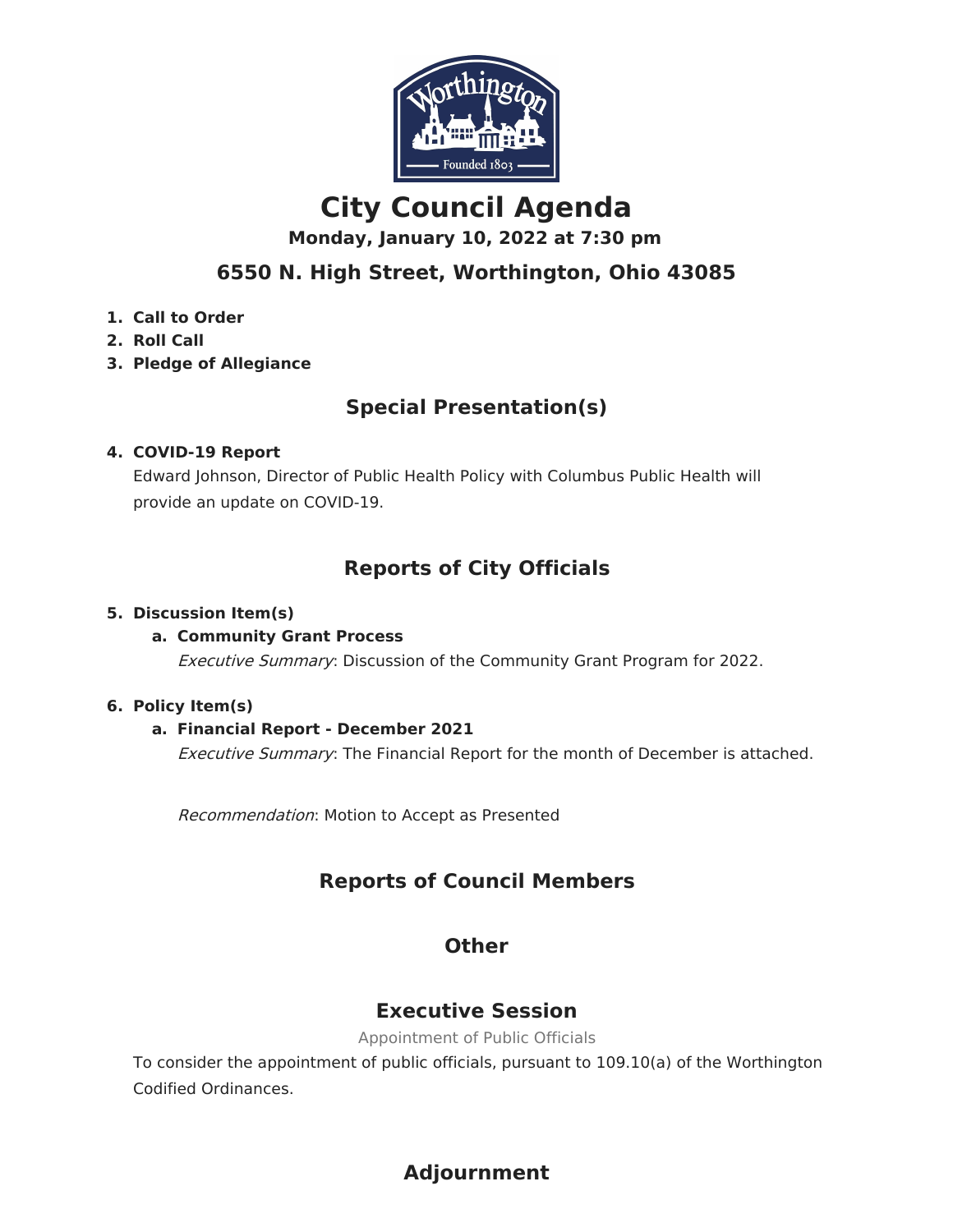# City Council Agenda

**Monday, January 10, 2022 at 7:30 pm**

## 6550 N. High Street, Worthington, Ohio 43085

1. **Call to Order**
2. **Roll Call**
3. **Pledge of Allegiance**

## Special Presentation(s)

4. **COVID-19 Report**

   Edward Johnson, Director of Public Health Policy with Columbus Public Health will provide an update on COVID-19.

## Reports of City Officials

5. **Discussion Item(s)**
   a. **Community Grant Process**

      *Executive Summary*: Discussion of the Community Grant Program for 2022.

6. **Policy Item(s)**
   a. **Financial Report - December 2021**

      *Executive Summary*: The Financial Report for the month of December is attached.

      *Recommendation*: Motion to Accept as Presented

## Reports of Council Members

## Other

## Executive Session

Appointment of Public Officials

To consider the appointment of public officials, pursuant to 109.10(a) of the Worthington Codified Ordinances.

## Adjournment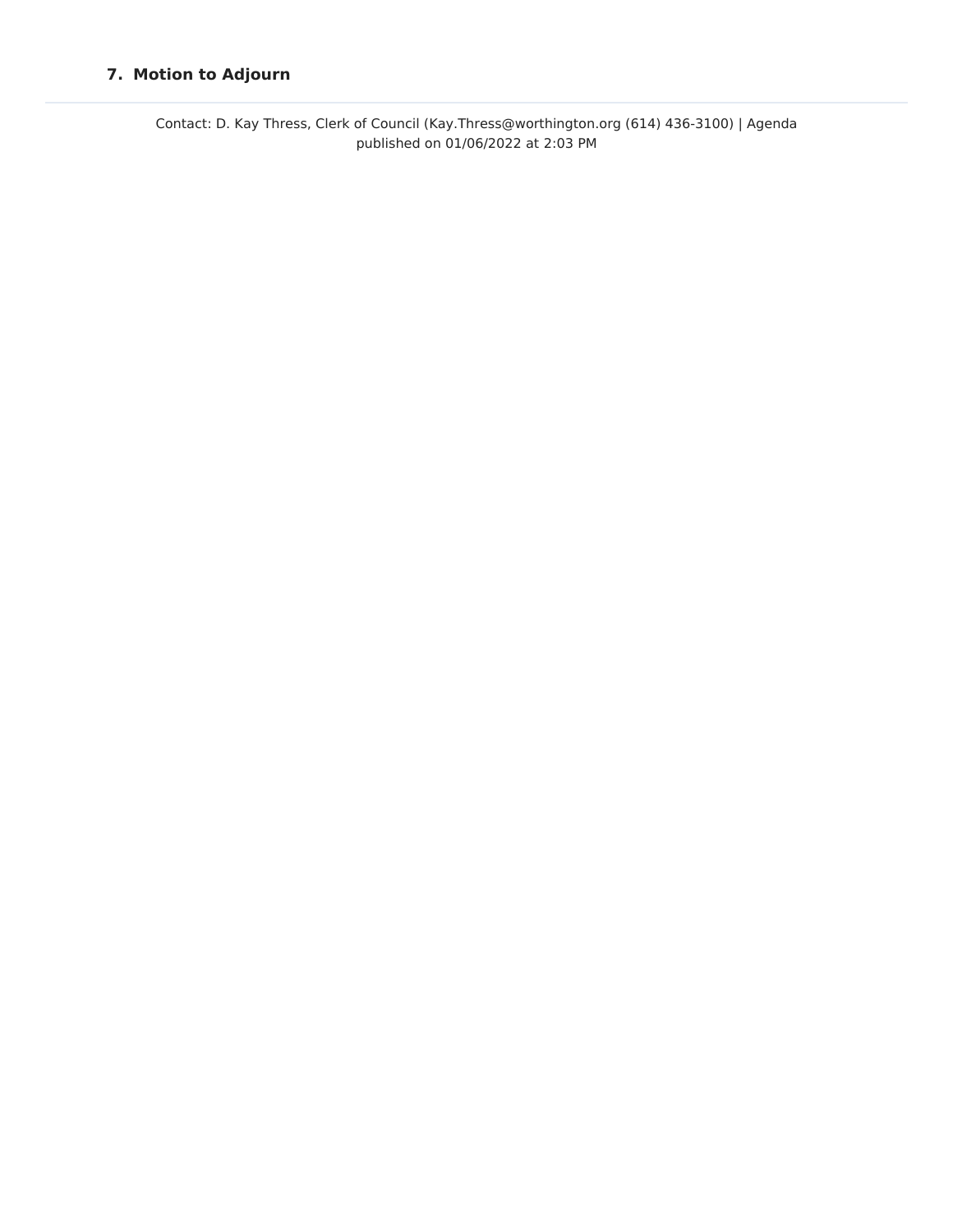**7. Motion to Adjourn**

---

Contact: D. Kay Thress, Clerk of Council (Kay.Thress@worthington.org (614) 436-3100) | Agenda published on 01/06/2022 at 2:03 PM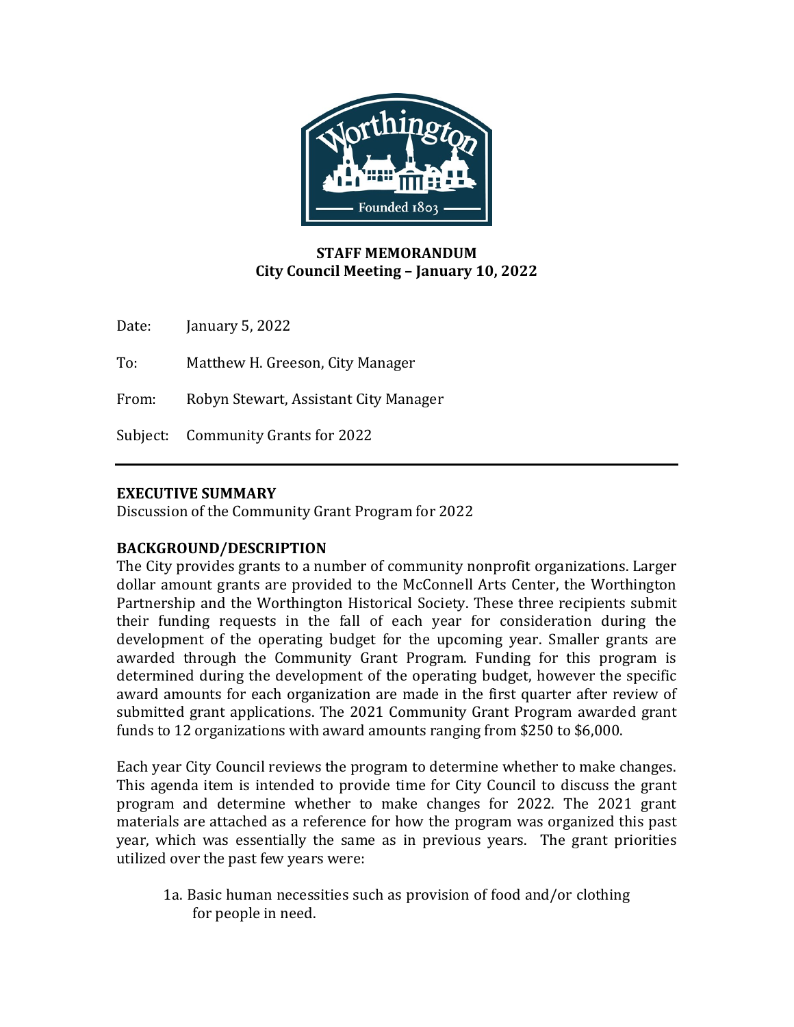**STAFF MEMORANDUM**
**City Council Meeting – January 10, 2022**

Date: January 5, 2022

To: Matthew H. Greeson, City Manager

From: Robyn Stewart, Assistant City Manager

Subject: Community Grants for 2022

---

## EXECUTIVE SUMMARY

Discussion of the Community Grant Program for 2022

## BACKGROUND/DESCRIPTION

The City provides grants to a number of community nonprofit organizations. Larger dollar amount grants are provided to the McConnell Arts Center, the Worthington Partnership and the Worthington Historical Society. These three recipients submit their funding requests in the fall of each year for consideration during the development of the operating budget for the upcoming year. Smaller grants are awarded through the Community Grant Program. Funding for this program is determined during the development of the operating budget, however the specific award amounts for each organization are made in the first quarter after review of submitted grant applications. The 2021 Community Grant Program awarded grant funds to 12 organizations with award amounts ranging from $250 to $6,000.

Each year City Council reviews the program to determine whether to make changes. This agenda item is intended to provide time for City Council to discuss the grant program and determine whether to make changes for 2022. The 2021 grant materials are attached as a reference for how the program was organized this past year, which was essentially the same as in previous years. The grant priorities utilized over the past few years were:

1a. Basic human necessities such as provision of food and/or clothing for people in need.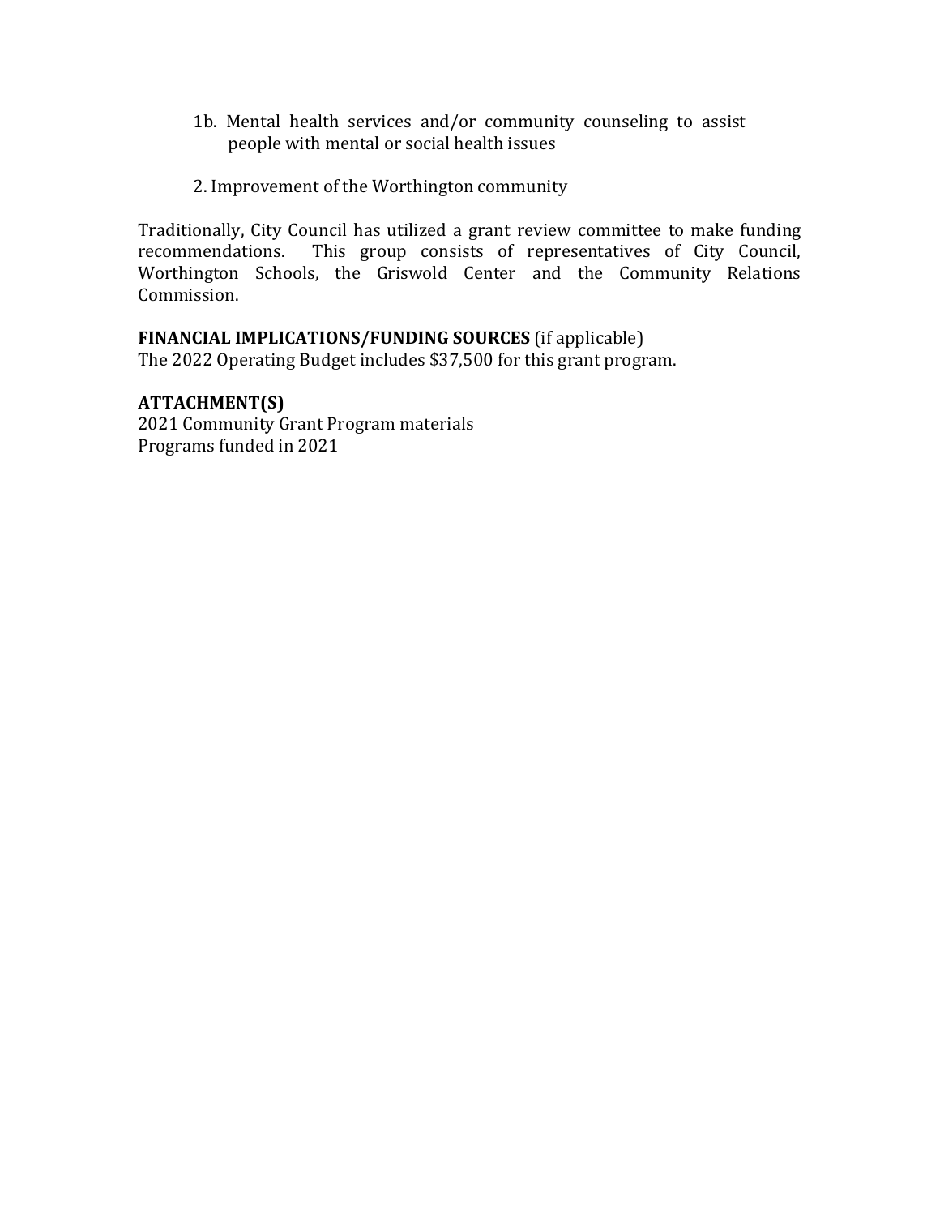1b. Mental health services and/or community counseling to assist people with mental or social health issues

2. Improvement of the Worthington community

Traditionally, City Council has utilized a grant review committee to make funding recommendations. This group consists of representatives of City Council, Worthington Schools, the Griswold Center and the Community Relations Commission.

**FINANCIAL IMPLICATIONS/FUNDING SOURCES** (if applicable)
The 2022 Operating Budget includes $37,500 for this grant program.

**ATTACHMENT(S)**
2021 Community Grant Program materials
Programs funded in 2021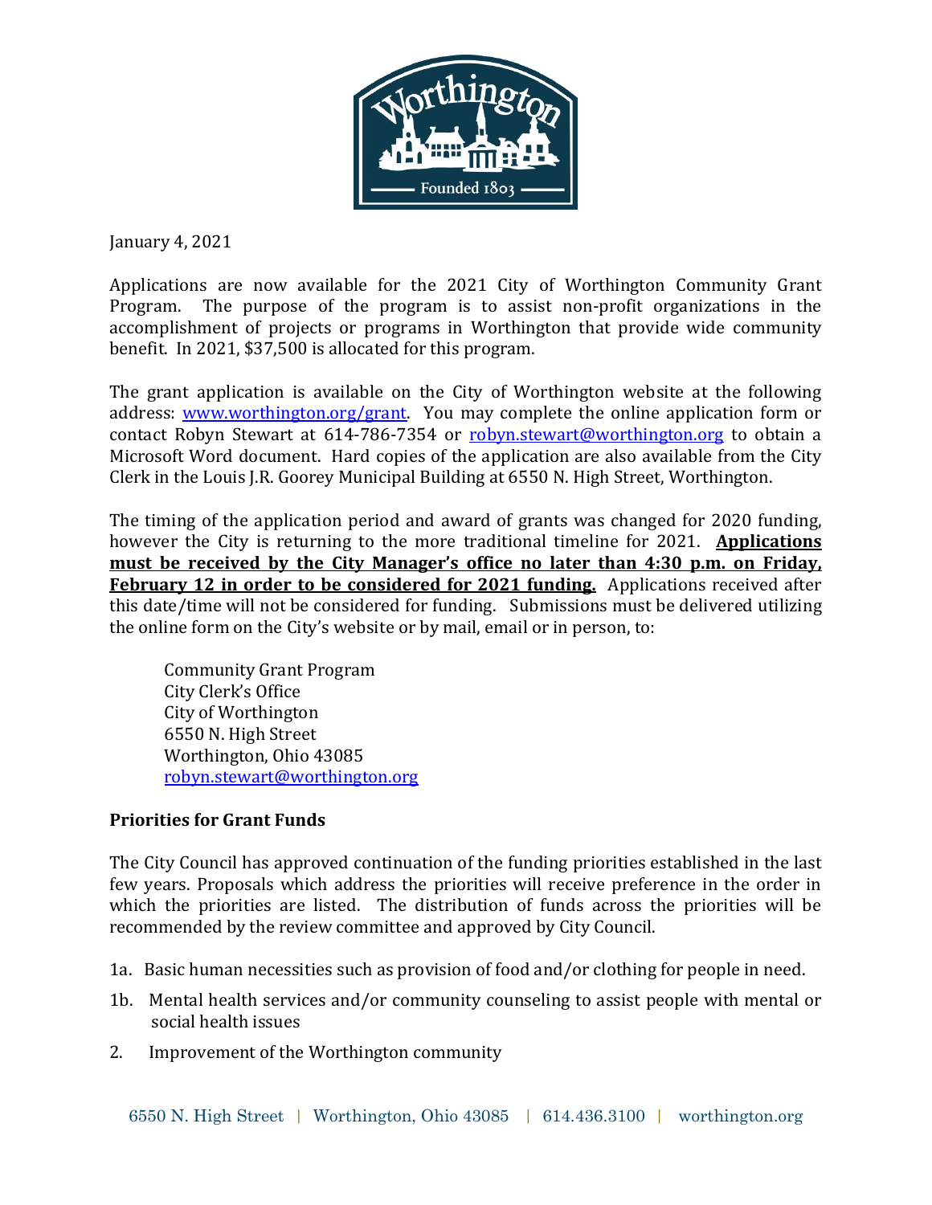January 4, 2021

Applications are now available for the 2021 City of Worthington Community Grant Program. The purpose of the program is to assist non-profit organizations in the accomplishment of projects or programs in Worthington that provide wide community benefit. In 2021, $37,500 is allocated for this program.

The grant application is available on the City of Worthington website at the following address: [www.worthington.org/grant](http://www.worthington.org/grant). You may complete the online application form or contact Robyn Stewart at 614-786-7354 or [robyn.stewart@worthington.org](mailto:robyn.stewart@worthington.org) to obtain a Microsoft Word document. Hard copies of the application are also available from the City Clerk in the Louis J.R. Goorey Municipal Building at 6550 N. High Street, Worthington.

The timing of the application period and award of grants was changed for 2020 funding, however the City is returning to the more traditional timeline for 2021. **Applications must be received by the City Manager's office no later than 4:30 p.m. on Friday, February 12 in order to be considered for 2021 funding.** Applications received after this date/time will not be considered for funding. Submissions must be delivered utilizing the online form on the City's website or by mail, email or in person, to:

> Community Grant Program
> City Clerk's Office
> City of Worthington
> 6550 N. High Street
> Worthington, Ohio 43085
> [robyn.stewart@worthington.org](mailto:robyn.stewart@worthington.org)

**Priorities for Grant Funds**

The City Council has approved continuation of the funding priorities established in the last few years. Proposals which address the priorities will receive preference in the order in which the priorities are listed. The distribution of funds across the priorities will be recommended by the review committee and approved by City Council.

1a. Basic human necessities such as provision of food and/or clothing for people in need.

1b. Mental health services and/or community counseling to assist people with mental or social health issues

2. Improvement of the Worthington community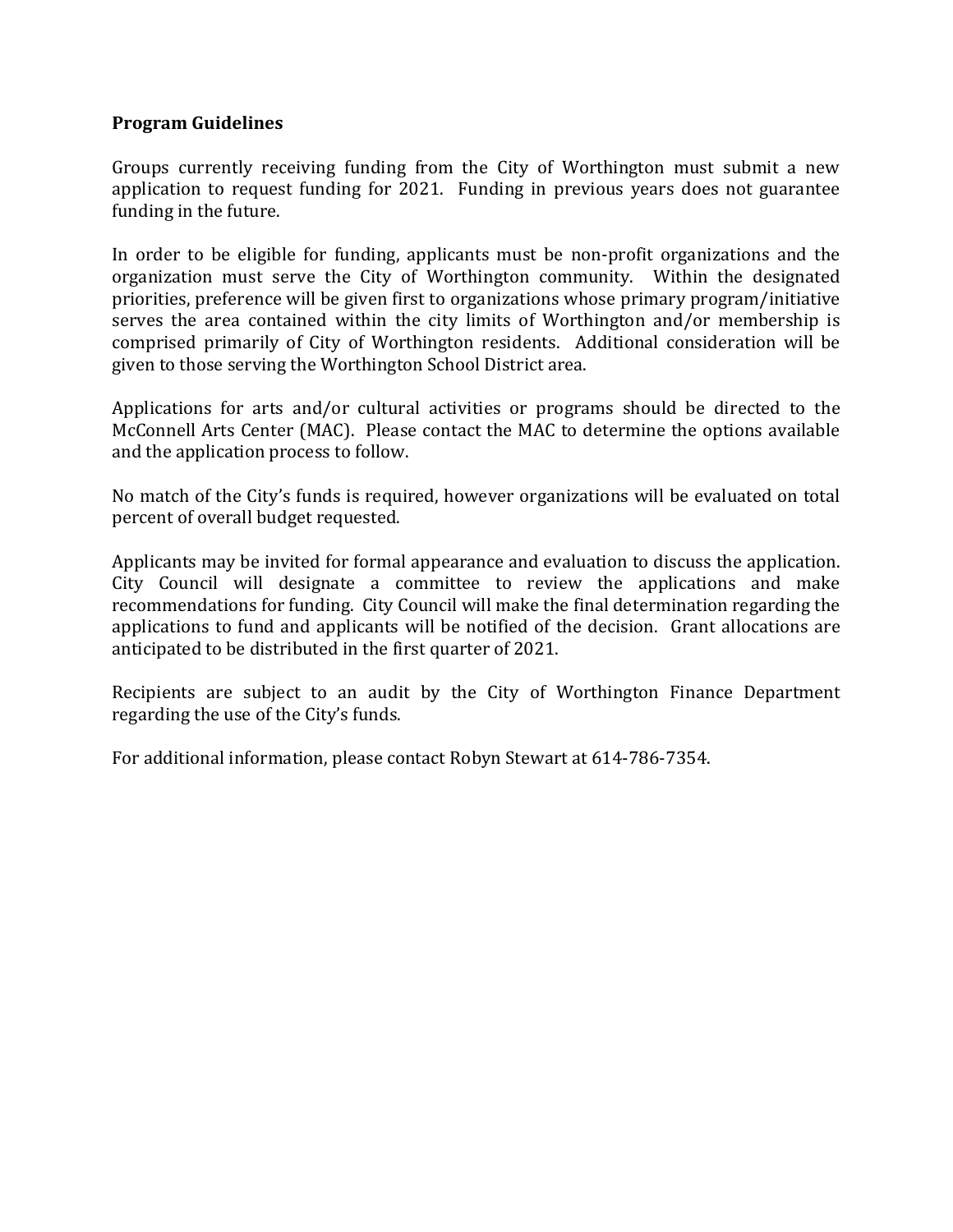**Program Guidelines**

Groups currently receiving funding from the City of Worthington must submit a new application to request funding for 2021. Funding in previous years does not guarantee funding in the future.

In order to be eligible for funding, applicants must be non-profit organizations and the organization must serve the City of Worthington community. Within the designated priorities, preference will be given first to organizations whose primary program/initiative serves the area contained within the city limits of Worthington and/or membership is comprised primarily of City of Worthington residents. Additional consideration will be given to those serving the Worthington School District area.

Applications for arts and/or cultural activities or programs should be directed to the McConnell Arts Center (MAC). Please contact the MAC to determine the options available and the application process to follow.

No match of the City's funds is required, however organizations will be evaluated on total percent of overall budget requested.

Applicants may be invited for formal appearance and evaluation to discuss the application. City Council will designate a committee to review the applications and make recommendations for funding. City Council will make the final determination regarding the applications to fund and applicants will be notified of the decision. Grant allocations are anticipated to be distributed in the first quarter of 2021.

Recipients are subject to an audit by the City of Worthington Finance Department regarding the use of the City's funds.

For additional information, please contact Robyn Stewart at 614-786-7354.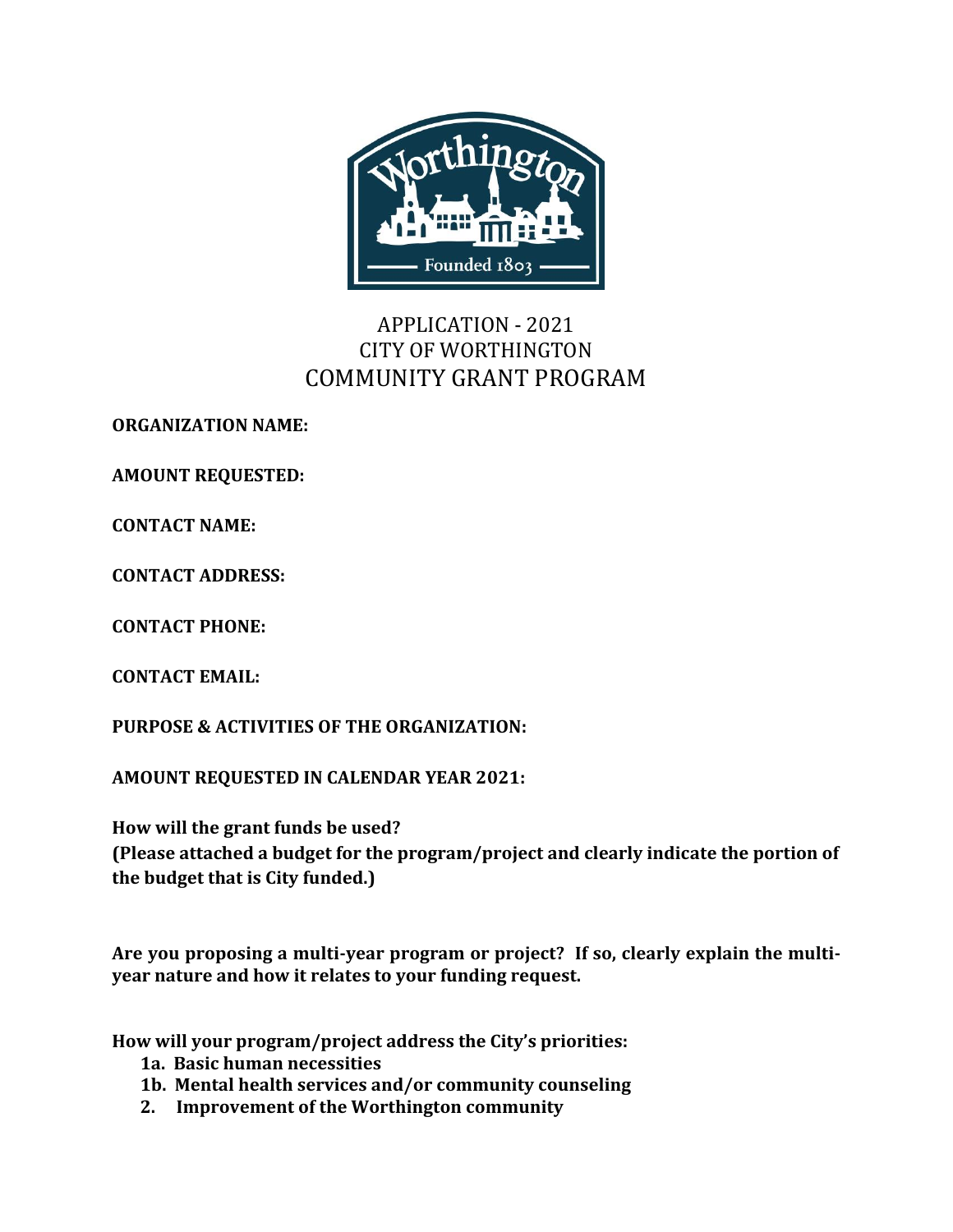# APPLICATION - 2021
## CITY OF WORTHINGTON
## COMMUNITY GRANT PROGRAM

**ORGANIZATION NAME:**

**AMOUNT REQUESTED:**

**CONTACT NAME:**

**CONTACT ADDRESS:**

**CONTACT PHONE:**

**CONTACT EMAIL:**

**PURPOSE & ACTIVITIES OF THE ORGANIZATION:**

**AMOUNT REQUESTED IN CALENDAR YEAR 2021:**

**How will the grant funds be used?**
**(Please attached a budget for the program/project and clearly indicate the portion of the budget that is City funded.)**

**Are you proposing a multi-year program or project? If so, clearly explain the multi-year nature and how it relates to your funding request.**

**How will your program/project address the City's priorities:**

- **1a. Basic human necessities**
- **1b. Mental health services and/or community counseling**
- **2. Improvement of the Worthington community**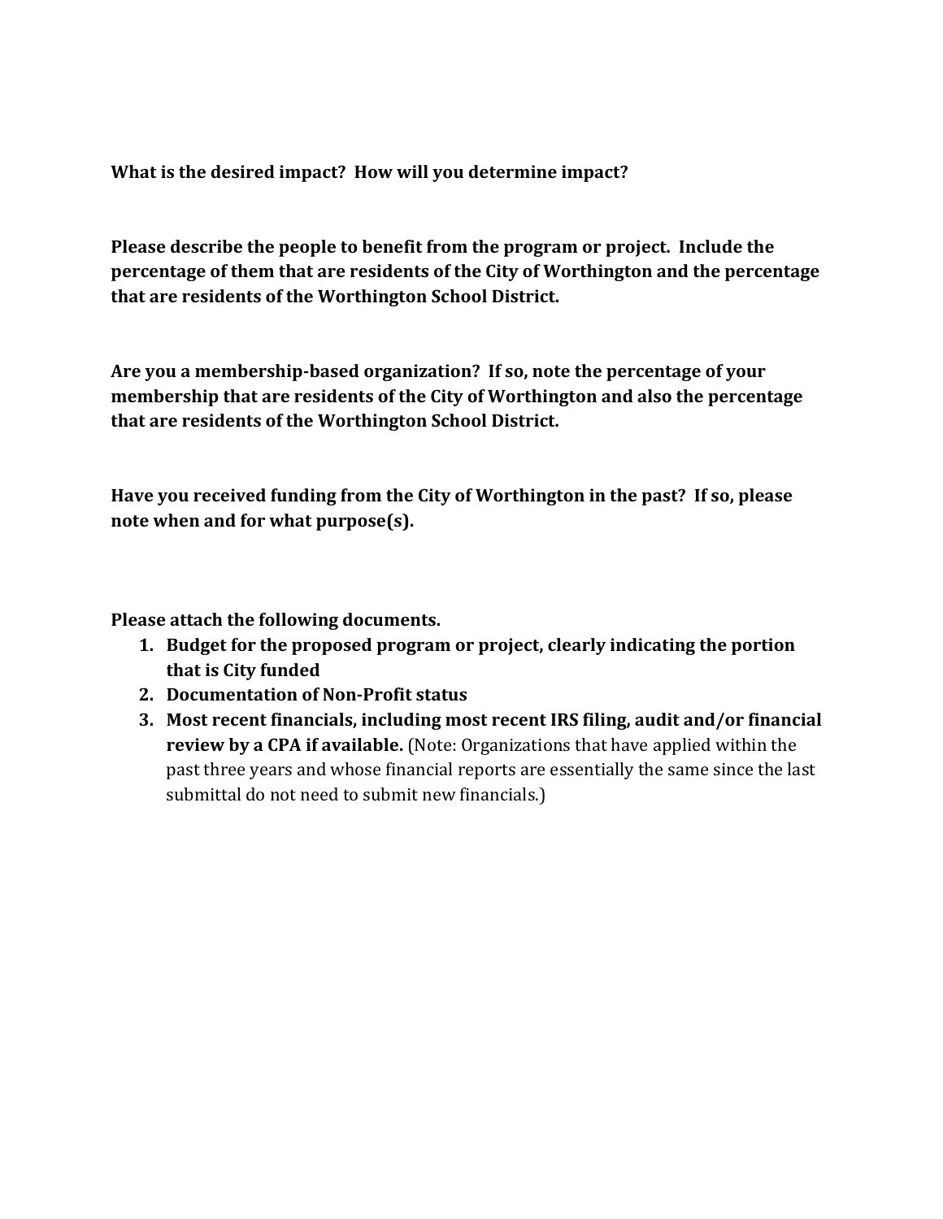**What is the desired impact? How will you determine impact?**

**Please describe the people to benefit from the program or project. Include the percentage of them that are residents of the City of Worthington and the percentage that are residents of the Worthington School District.**

**Are you a membership-based organization? If so, note the percentage of your membership that are residents of the City of Worthington and also the percentage that are residents of the Worthington School District.**

**Have you received funding from the City of Worthington in the past? If so, please note when and for what purpose(s).**

**Please attach the following documents.**

1. **Budget for the proposed program or project, clearly indicating the portion that is City funded**
2. **Documentation of Non-Profit status**
3. **Most recent financials, including most recent IRS filing, audit and/or financial review by a CPA if available.** (Note: Organizations that have applied within the past three years and whose financial reports are essentially the same since the last submittal do not need to submit new financials.)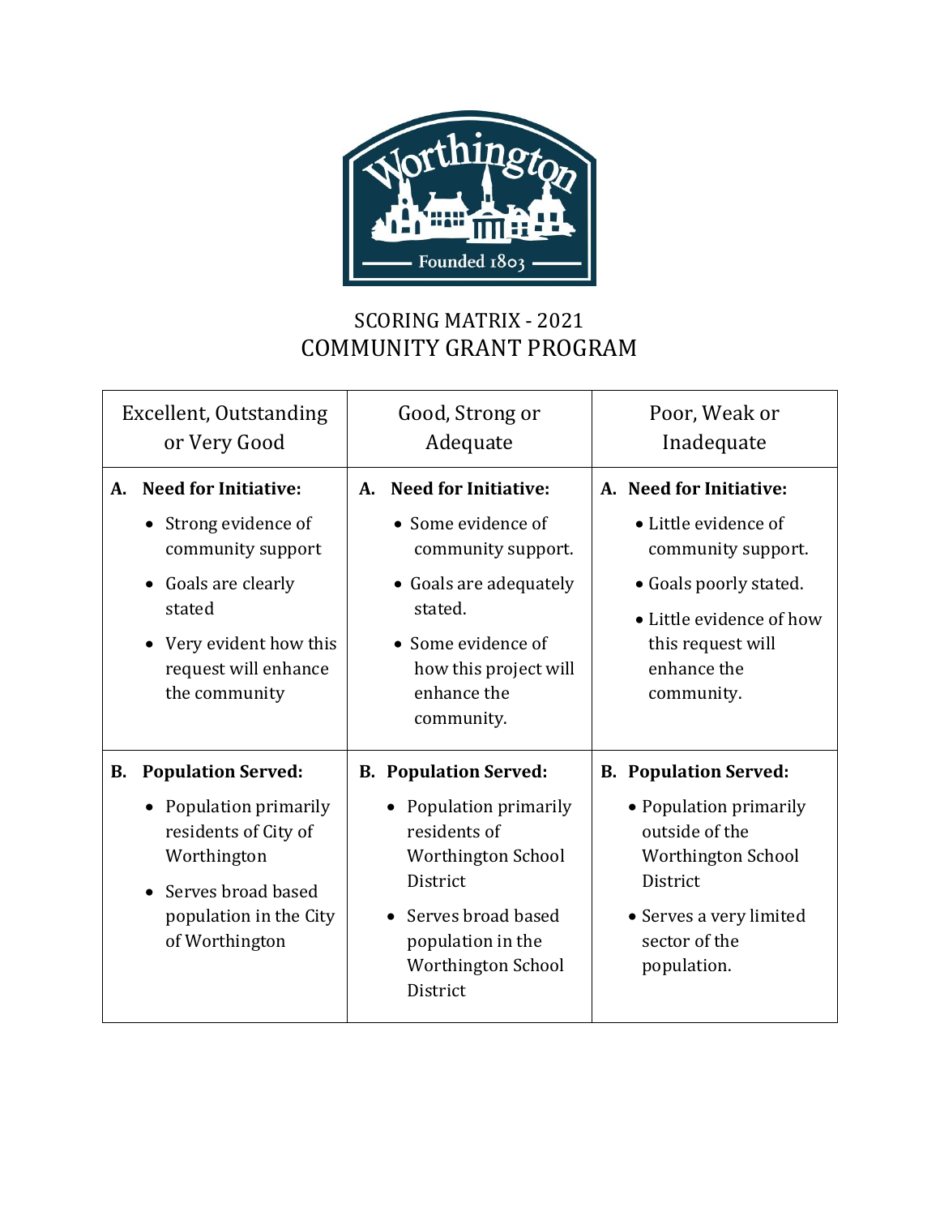# SCORING MATRIX - 2021
# COMMUNITY GRANT PROGRAM

| Excellent, Outstanding or Very Good | Good, Strong or Adequate | Poor, Weak or Inadequate |
|---|---|---|
| **A. Need for Initiative:**<br>• Strong evidence of community support<br>• Goals are clearly stated<br>• Very evident how this request will enhance the community | **A. Need for Initiative:**<br>• Some evidence of community support.<br>• Goals are adequately stated.<br>• Some evidence of how this project will enhance the community. | **A. Need for Initiative:**<br>• Little evidence of community support.<br>• Goals poorly stated.<br>• Little evidence of how this request will enhance the community. |
| **B. Population Served:**<br>• Population primarily residents of City of Worthington<br>• Serves broad based population in the City of Worthington | **B. Population Served:**<br>• Population primarily residents of Worthington School District<br>• Serves broad based population in the Worthington School District | **B. Population Served:**<br>• Population primarily outside of the Worthington School District<br>• Serves a very limited sector of the population. |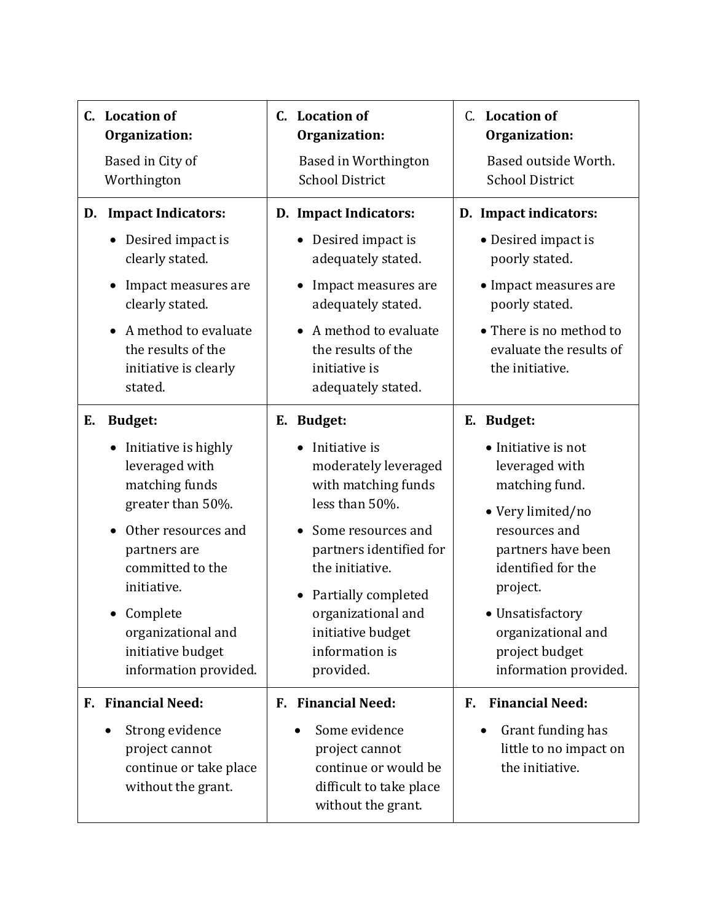| | | |
|---|---|---|
| **C. Location of Organization:** Based in City of Worthington | **C. Location of Organization:** Based in Worthington School District | **C. Location of Organization:** Based outside Worth. School District |
| **D. Impact Indicators:** <br>• Desired impact is clearly stated.<br>• Impact measures are clearly stated.<br>• A method to evaluate the results of the initiative is clearly stated. | **D. Impact Indicators:** <br>• Desired impact is adequately stated.<br>• Impact measures are adequately stated.<br>• A method to evaluate the results of the initiative is adequately stated. | **D. Impact indicators:** <br>• Desired impact is poorly stated.<br>• Impact measures are poorly stated.<br>• There is no method to evaluate the results of the initiative. |
| **E. Budget:** <br>• Initiative is highly leveraged with matching funds greater than 50%.<br>• Other resources and partners are committed to the initiative.<br>• Complete organizational and initiative budget information provided. | **E. Budget:** <br>• Initiative is moderately leveraged with matching funds less than 50%.<br>• Some resources and partners identified for the initiative.<br>• Partially completed organizational and initiative budget information is provided. | **E. Budget:** <br>• Initiative is not leveraged with matching fund.<br>• Very limited/no resources and partners have been identified for the project.<br>• Unsatisfactory organizational and project budget information provided. |
| **F. Financial Need:** <br>• Strong evidence project cannot continue or take place without the grant. | **F. Financial Need:** <br>• Some evidence project cannot continue or would be difficult to take place without the grant. | **F. Financial Need:** <br>• Grant funding has little to no impact on the initiative. |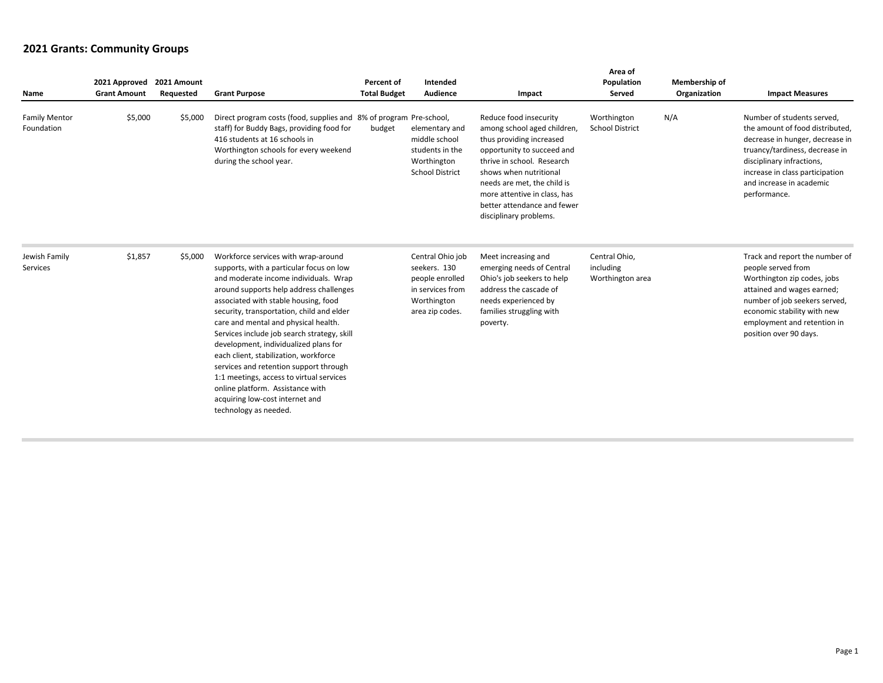## 2021 Grants: Community Groups

| Name | 2021 Approved Grant Amount | 2021 Amount Requested | Grant Purpose | Percent of Total Budget | Intended Audience | Impact | Area of Population Served | Membership of Organization | Impact Measures |
|---|---|---|---|---|---|---|---|---|---|
| Family Mentor Foundation | $5,000 | $5,000 | Direct program costs (food, supplies and staff) for Buddy Bags, providing food for 416 students at 16 schools in Worthington schools for every weekend during the school year. | 8% of program budget | Pre-school, elementary and middle school students in the Worthington School District | Reduce food insecurity among school aged children, thus providing increased opportunity to succeed and thrive in school. Research shows when nutritional needs are met, the child is more attentive in class, has better attendance and fewer disciplinary problems. | Worthington School District | N/A | Number of students served, the amount of food distributed, decrease in hunger, decrease in truancy/tardiness, decrease in disciplinary infractions, increase in class participation and increase in academic performance. |
| Jewish Family Services | $1,857 | $5,000 | Workforce services with wrap-around supports, with a particular focus on low and moderate income individuals. Wrap around supports help address challenges associated with stable housing, food security, transportation, child and elder care and mental and physical health. Services include job search strategy, skill development, individualized plans for each client, stabilization, workforce services and retention support through 1:1 meetings, access to virtual services online platform. Assistance with acquiring low-cost internet and technology as needed. | | Central Ohio job seekers. 130 people enrolled in services from Worthington area zip codes. | Meet increasing and emerging needs of Central Ohio's job seekers to help address the cascade of needs experienced by families struggling with poverty. | Central Ohio, including Worthington area | | Track and report the number of people served from Worthington zip codes, jobs attained and wages earned; number of job seekers served, economic stability with new employment and retention in position over 90 days. |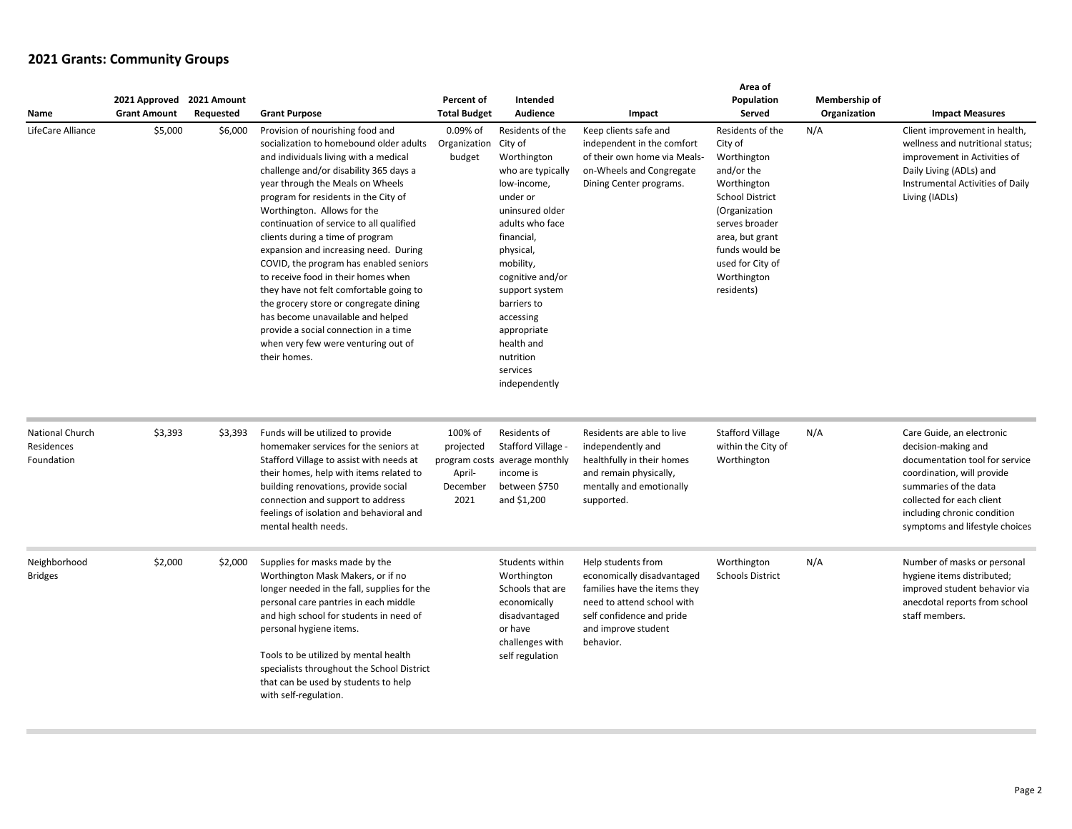## 2021 Grants: Community Groups

| Name | 2021 Approved Grant Amount | 2021 Amount Requested | Grant Purpose | Percent of Total Budget | Intended Audience | Impact | Area of Population Served | Membership of Organization | Impact Measures |
|---|---|---|---|---|---|---|---|---|---|
| LifeCare Alliance | $5,000 | $6,000 | Provision of nourishing food and socialization to homebound older adults and individuals living with a medical challenge and/or disability 365 days a year through the Meals on Wheels program for residents in the City of Worthington. Allows for the continuation of service to all qualified clients during a time of program expansion and increasing need. During COVID, the program has enabled seniors to receive food in their homes when they have not felt comfortable going to the grocery store or congregate dining has become unavailable and helped provide a social connection in a time when very few were venturing out of their homes. | 0.09% of Organization budget | Residents of the City of Worthington who are typically low-income, under or uninsured older adults who face financial, physical, mobility, cognitive and/or support system barriers to accessing appropriate health and nutrition services independently | Keep clients safe and independent in the comfort of their own home via Meals-on-Wheels and Congregate Dining Center programs. | Residents of the City of Worthington and/or the Worthington School District (Organization serves broader area, but grant funds would be used for City of Worthington residents) | N/A | Client improvement in health, wellness and nutritional status; improvement in Activities of Daily Living (ADLs) and Instrumental Activities of Daily Living (IADLs) |
| National Church Residences Foundation | $3,393 | $3,393 | Funds will be utilized to provide homemaker services for the seniors at Stafford Village to assist with needs at their homes, help with items related to building renovations, provide social connection and support to address feelings of isolation and behavioral and mental health needs. | 100% of projected program costs April-December 2021 | Residents of Stafford Village - average monthly income is between $750 and $1,200 | Residents are able to live independently and healthfully in their homes and remain physically, mentally and emotionally supported. | Stafford Village within the City of Worthington | N/A | Care Guide, an electronic decision-making and documentation tool for service coordination, will provide summaries of the data collected for each client including chronic condition symptoms and lifestyle choices |
| Neighborhood Bridges | $2,000 | $2,000 | Supplies for masks made by the Worthington Mask Makers, or if no longer needed in the fall, supplies for the personal care pantries in each middle and high school for students in need of personal hygiene items.<br><br>Tools to be utilized by mental health specialists throughout the School District that can be used by students to help with self-regulation. | | Students within Worthington Schools that are economically disadvantaged or have challenges with self regulation | Help students from economically disadvantaged families have the items they need to attend school with self confidence and pride and improve student behavior. | Worthington Schools District | N/A | Number of masks or personal hygiene items distributed; improved student behavior via anecdotal reports from school staff members. |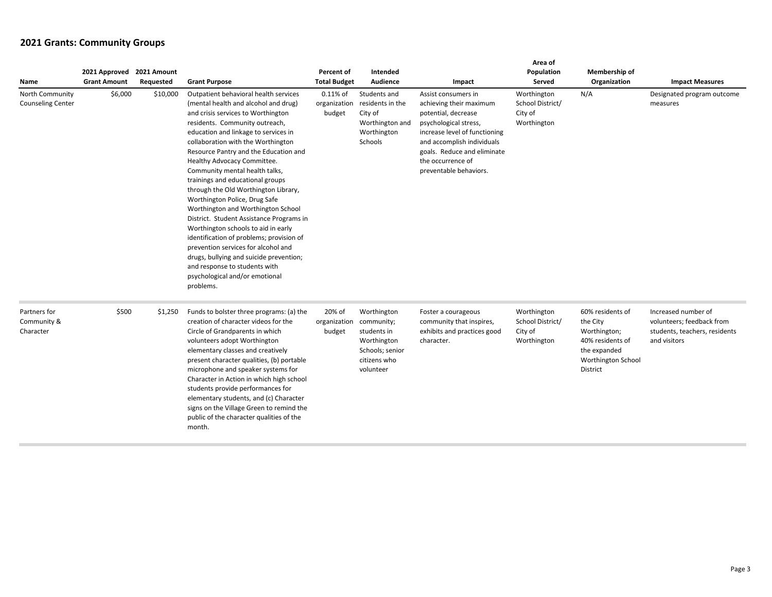## 2021 Grants: Community Groups

| Name | 2021 Approved Grant Amount | 2021 Amount Requested | Grant Purpose | Percent of Total Budget | Intended Audience | Impact | Area of Population Served | Membership of Organization | Impact Measures |
|---|---|---|---|---|---|---|---|---|---|
| North Community Counseling Center | $6,000 | $10,000 | Outpatient behavioral health services (mental health and alcohol and drug) and crisis services to Worthington residents. Community outreach, education and linkage to services in collaboration with the Worthington Resource Pantry and the Education and Healthy Advocacy Committee. Community mental health talks, trainings and educational groups through the Old Worthington Library, Worthington Police, Drug Safe Worthington and Worthington School District. Student Assistance Programs in Worthington schools to aid in early identification of problems; provision of prevention services for alcohol and drugs, bullying and suicide prevention; and response to students with psychological and/or emotional problems. | 0.11% of organization budget | Students and residents in the City of Worthington and Worthington Schools | Assist consumers in achieving their maximum potential, decrease psychological stress, increase level of functioning and accomplish individuals goals. Reduce and eliminate the occurrence of preventable behaviors. | Worthington School District/ City of Worthington | N/A | Designated program outcome measures |
| Partners for Community & Character | $500 | $1,250 | Funds to bolster three programs: (a) the creation of character videos for the Circle of Grandparents in which volunteers adopt Worthington elementary classes and creatively present character qualities, (b) portable microphone and speaker systems for Character in Action in which high school students provide performances for elementary students, and (c) Character signs on the Village Green to remind the public of the character qualities of the month. | 20% of organization budget | Worthington community; students in Worthington Schools; senior citizens who volunteer | Foster a courageous community that inspires, exhibits and practices good character. | Worthington School District/ City of Worthington | 60% residents of the City Worthington; 40% residents of the expanded Worthington School District | Increased number of volunteers; feedback from students, teachers, residents and visitors |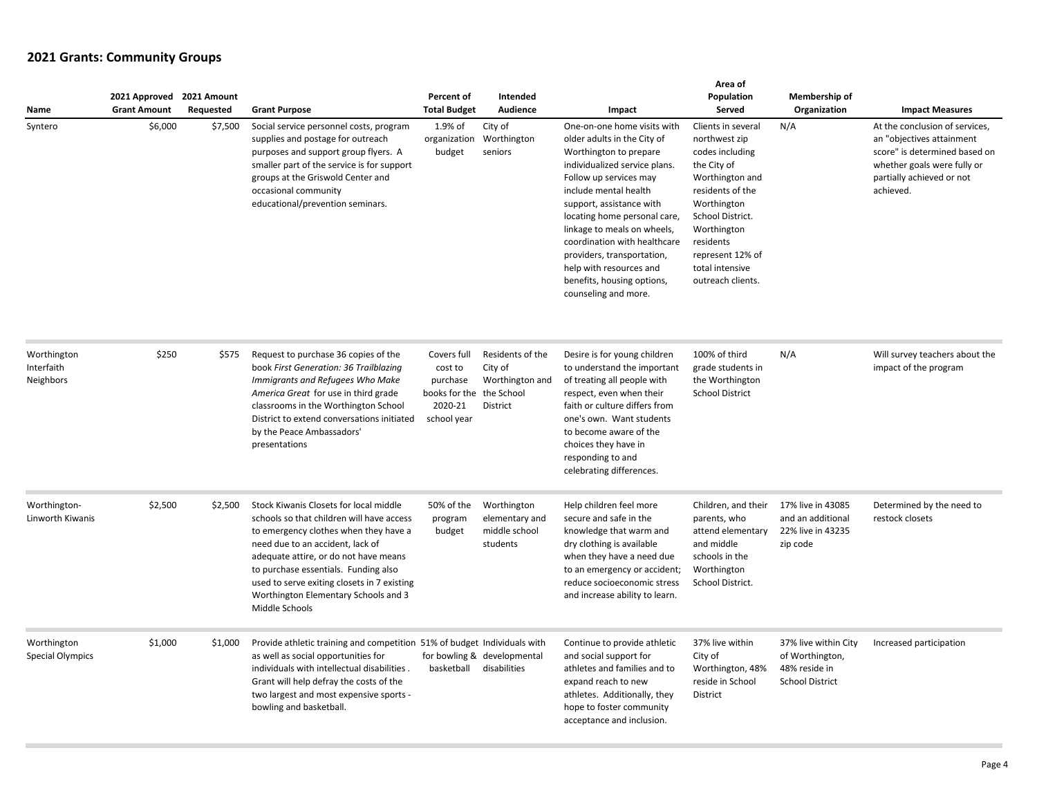## 2021 Grants: Community Groups

| Name | 2021 Approved Grant Amount | 2021 Amount Requested | Grant Purpose | Percent of Total Budget | Intended Audience | Impact | Area of Population Served | Membership of Organization | Impact Measures |
|---|---|---|---|---|---|---|---|---|---|
| Syntero | $6,000 | $7,500 | Social service personnel costs, program supplies and postage for outreach purposes and support group flyers. A smaller part of the service is for support groups at the Griswold Center and occasional community educational/prevention seminars. | 1.9% of organization budget | City of Worthington seniors | One-on-one home visits with older adults in the City of Worthington to prepare individualized service plans. Follow up services may include mental health support, assistance with locating home personal care, linkage to meals on wheels, coordination with healthcare providers, transportation, help with resources and benefits, housing options, counseling and more. | Clients in several northwest zip codes including the City of Worthington and residents of the Worthington School District. Worthington residents represent 12% of total intensive outreach clients. | N/A | At the conclusion of services, an "objectives attainment score" is determined based on whether goals were fully or partially achieved or not achieved. |
| Worthington Interfaith Neighbors | $250 | $575 | Request to purchase 36 copies of the book *First Generation: 36 Trailblazing Immigrants and Refugees Who Make America Great* for use in third grade classrooms in the Worthington School District to extend conversations initiated by the Peace Ambassadors' presentations | Covers full cost to purchase books for the 2020-21 school year | Residents of the City of Worthington and the School District | Desire is for young children to understand the important of treating all people with respect, even when their faith or culture differs from one's own. Want students to become aware of the choices they have in responding to and celebrating differences. | 100% of third grade students in the Worthington School District | N/A | Will survey teachers about the impact of the program |
| Worthington-Linworth Kiwanis | $2,500 | $2,500 | Stock Kiwanis Closets for local middle schools so that children will have access to emergency clothes when they have a need due to an accident, lack of adequate attire, or do not have means to purchase essentials. Funding also used to serve exiting closets in 7 existing Worthington Elementary Schools and 3 Middle Schools | 50% of the program budget | Worthington elementary and middle school students | Help children feel more secure and safe in the knowledge that warm and dry clothing is available when they have a need due to an emergency or accident; reduce socioeconomic stress and increase ability to learn. | Children, and their parents, who attend elementary and middle schools in the Worthington School District. | 17% live in 43085 and an additional 22% live in 43235 zip code | Determined by the need to restock closets |
| Worthington Special Olympics | $1,000 | $1,000 | Provide athletic training and competition as well as social opportunities for individuals with intellectual disabilities . Grant will help defray the costs of the two largest and most expensive sports - bowling and basketball. | 51% of budget for bowling & basketball | Individuals with developmental disabilities | Continue to provide athletic and social support for athletes and families and to expand reach to new athletes. Additionally, they hope to foster community acceptance and inclusion. | 37% live within City of Worthington, 48% reside in School District | 37% live within City of Worthington, 48% reside in School District | Increased participation |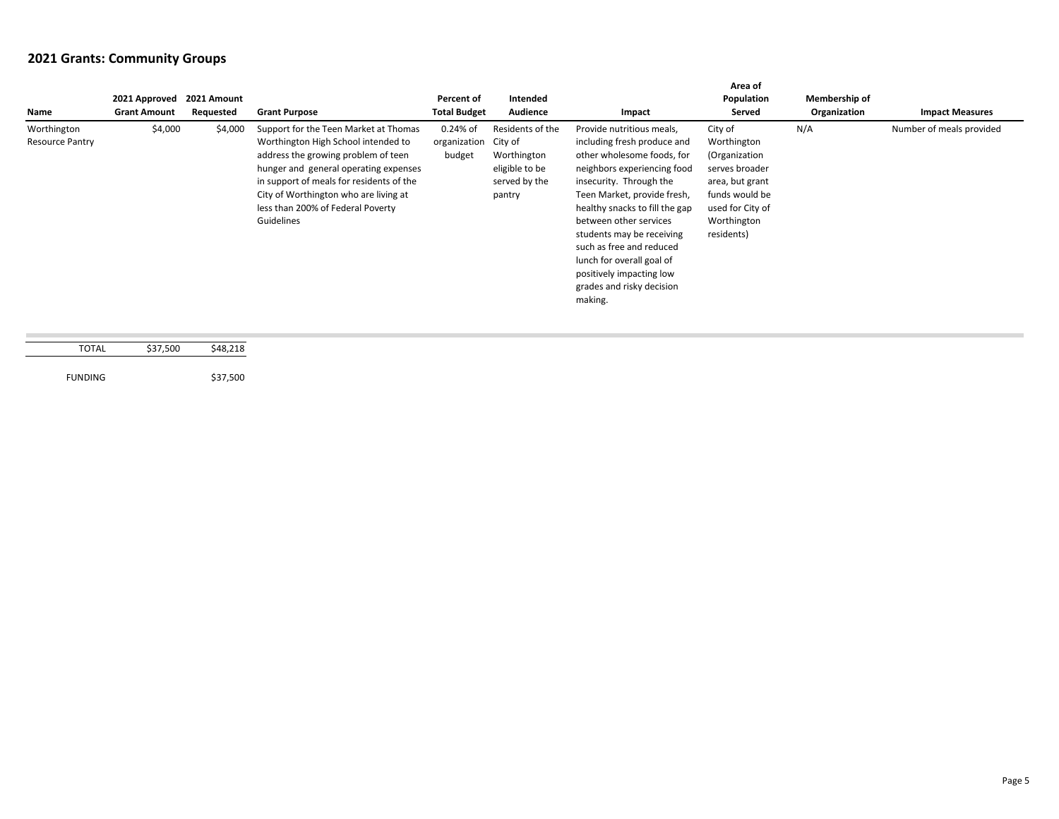## 2021 Grants: Community Groups

| Name | 2021 Approved Grant Amount | 2021 Amount Requested | Grant Purpose | Percent of Total Budget | Intended Audience | Impact | Area of Population Served | Membership of Organization | Impact Measures |
|---|---|---|---|---|---|---|---|---|---|
| Worthington Resource Pantry | $4,000 | $4,000 | Support for the Teen Market at Thomas Worthington High School intended to address the growing problem of teen hunger and general operating expenses in support of meals for residents of the City of Worthington who are living at less than 200% of Federal Poverty Guidelines | 0.24% of organization budget | Residents of the City of Worthington eligible to be served by the pantry | Provide nutritious meals, including fresh produce and other wholesome foods, for neighbors experiencing food insecurity. Through the Teen Market, provide fresh, healthy snacks to fill the gap between other services students may be receiving such as free and reduced lunch for overall goal of positively impacting low grades and risky decision making. | City of Worthington (Organization serves broader area, but grant funds would be used for City of Worthington residents) | N/A | Number of meals provided |

| | | |
|---|---|---|
| TOTAL | $37,500 | $48,218 |
| FUNDING | | $37,500 |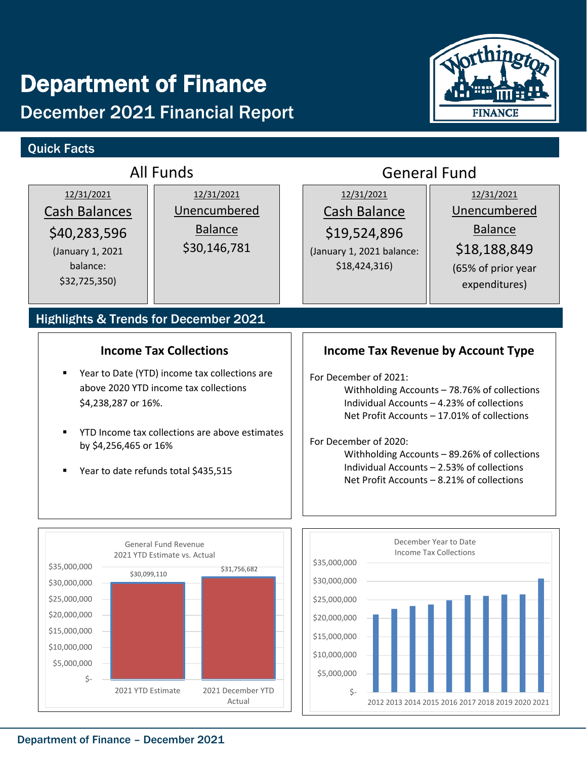# Department of Finance

## December 2021 Financial Report

## Quick Facts

### All Funds

| 12/31/2021 Cash Balances | 12/31/2021 Unencumbered Balance |
|---|---|
| $40,283,596 (January 1, 2021 balance: $32,725,350) | $30,146,781 |

### General Fund

| 12/31/2021 Cash Balance | 12/31/2021 Unencumbered Balance |
|---|---|
| $19,524,896 (January 1, 2021 balance: $18,424,316) | $18,188,849 (65% of prior year expenditures) |

## Highlights & Trends for December 2021

### Income Tax Collections

- Year to Date (YTD) income tax collections are above 2020 YTD income tax collections $4,238,287 or 16%.
- YTD Income tax collections are above estimates by $4,256,465 or 16%
- Year to date refunds total $435,515

### Income Tax Revenue by Account Type

For December of 2021:

- Withholding Accounts – 78.76% of collections
- Individual Accounts – 4.23% of collections
- Net Profit Accounts – 17.01% of collections

For December of 2020:

- Withholding Accounts – 89.26% of collections
- Individual Accounts – 2.53% of collections
- Net Profit Accounts – 8.21% of collections

**General Fund Revenue 2021 YTD Estimate vs. Actual**

| | Amount |
|---|---|
| 2021 YTD Estimate | $30,099,110 |
| 2021 December YTD Actual | $31,756,682 |

**December Year to Date Income Tax Collections**

(Bar chart, 2012–2021)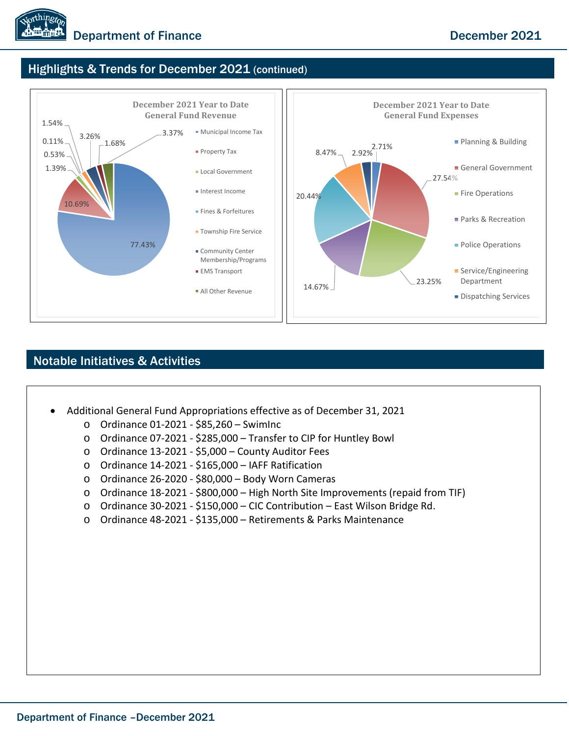## Highlights & Trends for December 2021 (continued)

**December 2021 Year to Date General Fund Revenue**

- Municipal Income Tax: 77.43%
- Property Tax: 10.69%
- Local Government: 1.39%
- Interest Income: 0.53%
- Fines & Forfeitures: 0.11%
- Township Fire Service: 1.54%
- Community Center Membership/Programs: 3.26%
- EMS Transport: 1.68%
- All Other Revenue: 3.37%

**December 2021 Year to Date General Fund Expenses**

- Planning & Building: 2.71%
- General Government: 27.54%
- Fire Operations: 23.25%
- Parks & Recreation: 14.67%
- Police Operations: 20.44%
- Service/Engineering Department: 8.47%
- Dispatching Services: 2.92%

## Notable Initiatives & Activities

- Additional General Fund Appropriations effective as of December 31, 2021
  - Ordinance 01-2021 - $85,260 – SwimInc
  - Ordinance 07-2021 - $285,000 – Transfer to CIP for Huntley Bowl
  - Ordinance 13-2021 - $5,000 – County Auditor Fees
  - Ordinance 14-2021 - $165,000 – IAFF Ratification
  - Ordinance 26-2020 - $80,000 – Body Worn Cameras
  - Ordinance 18-2021 - $800,000 – High North Site Improvements (repaid from TIF)
  - Ordinance 30-2021 - $150,000 – CIC Contribution – East Wilson Bridge Rd.
  - Ordinance 48-2021 - $135,000 – Retirements & Parks Maintenance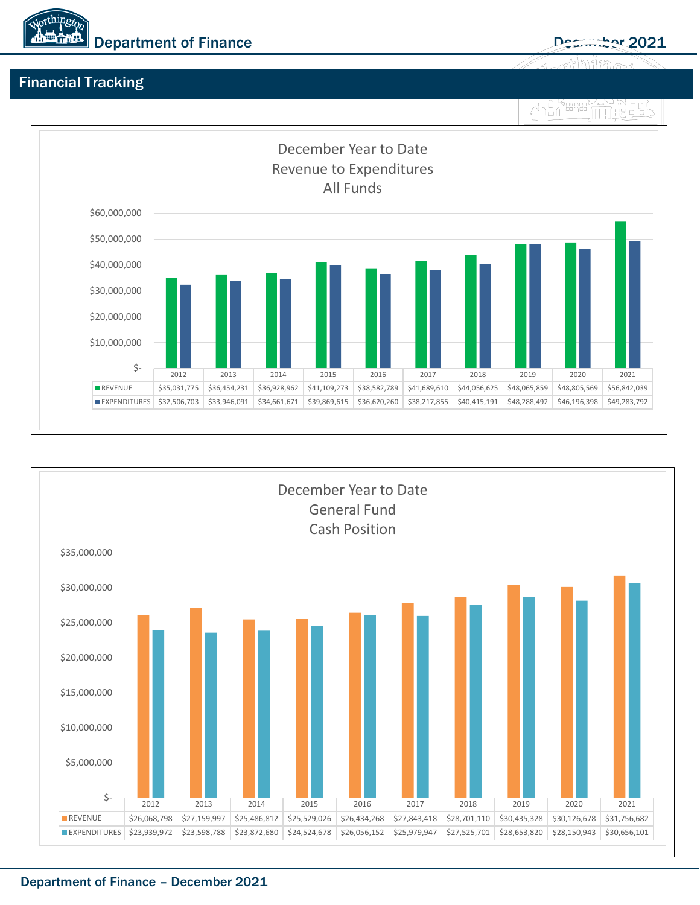## Financial Tracking

### December Year to Date
### Revenue to Expenditures
### All Funds

| | 2012 | 2013 | 2014 | 2015 | 2016 | 2017 | 2018 | 2019 | 2020 | 2021 |
|---|---|---|---|---|---|---|---|---|---|---|
| REVENUE | $35,031,775 | $36,454,231 | $36,928,962 | $41,109,273 | $38,582,789 | $41,689,610 | $44,056,625 | $48,065,859 | $48,805,569 | $56,842,039 |
| EXPENDITURES | $32,506,703 | $33,946,091 | $34,661,671 | $39,869,615 | $36,620,260 | $38,217,855 | $40,415,191 | $48,288,492 | $46,196,398 | $49,283,792 |

### December Year to Date
### General Fund
### Cash Position

| | 2012 | 2013 | 2014 | 2015 | 2016 | 2017 | 2018 | 2019 | 2020 | 2021 |
|---|---|---|---|---|---|---|---|---|---|---|
| REVENUE | $26,068,798 | $27,159,997 | $25,486,812 | $25,529,026 | $26,434,268 | $27,843,418 | $28,701,110 | $30,435,328 | $30,126,678 | $31,756,682 |
| EXPENDITURES | $23,939,972 | $23,598,788 | $23,872,680 | $24,524,678 | $26,056,152 | $25,979,947 | $27,525,701 | $28,653,820 | $28,150,943 | $30,656,101 |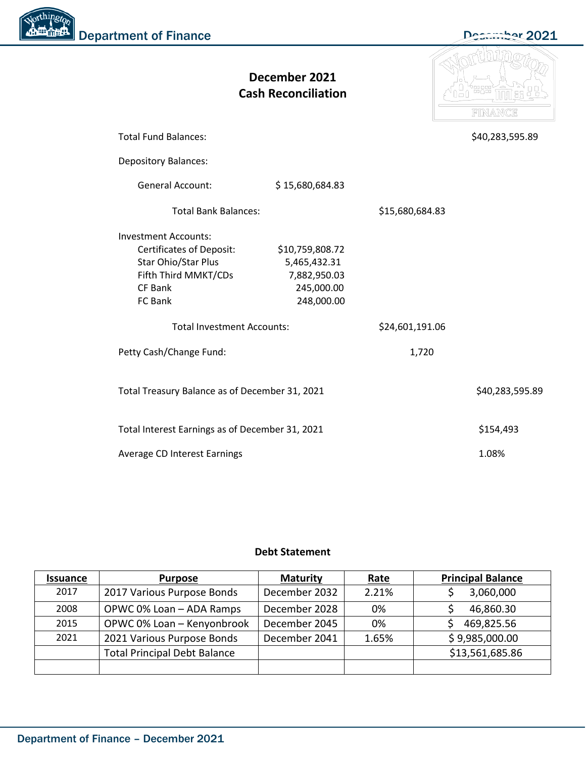# December 2021 Cash Reconciliation

| | | | |
|---|---|---|---|
| Total Fund Balances: | | | $40,283,595.89 |
| Depository Balances: | | | |
| General Account: | $ 15,680,684.83 | | |
| Total Bank Balances: | | $15,680,684.83 | |
| Investment Accounts: | | | |
| Certificates of Deposit: | $10,759,808.72 | | |
| Star Ohio/Star Plus | 5,465,432.31 | | |
| Fifth Third MMKT/CDs | 7,882,950.03 | | |
| CF Bank | 245,000.00 | | |
| FC Bank | 248,000.00 | | |
| Total Investment Accounts: | | $24,601,191.06 | |
| Petty Cash/Change Fund: | | 1,720 | |
| Total Treasury Balance as of December 31, 2021 | | | $40,283,595.89 |
| Total Interest Earnings as of December 31, 2021 | | | $154,493 |
| Average CD Interest Earnings | | | 1.08% |

## Debt Statement

| Issuance | Purpose | Maturity | Rate | Principal Balance |
|---|---|---|---|---|
| 2017 | 2017 Various Purpose Bonds | December 2032 | 2.21% | $ 3,060,000 |
| 2008 | OPWC 0% Loan – ADA Ramps | December 2028 | 0% | $ 46,860.30 |
| 2015 | OPWC 0% Loan – Kenyonbrook | December 2045 | 0% | $ 469,825.56 |
| 2021 | 2021 Various Purpose Bonds | December 2041 | 1.65% | $ 9,985,000.00 |
| | Total Principal Debt Balance | | | $13,561,685.86 |
| | | | | |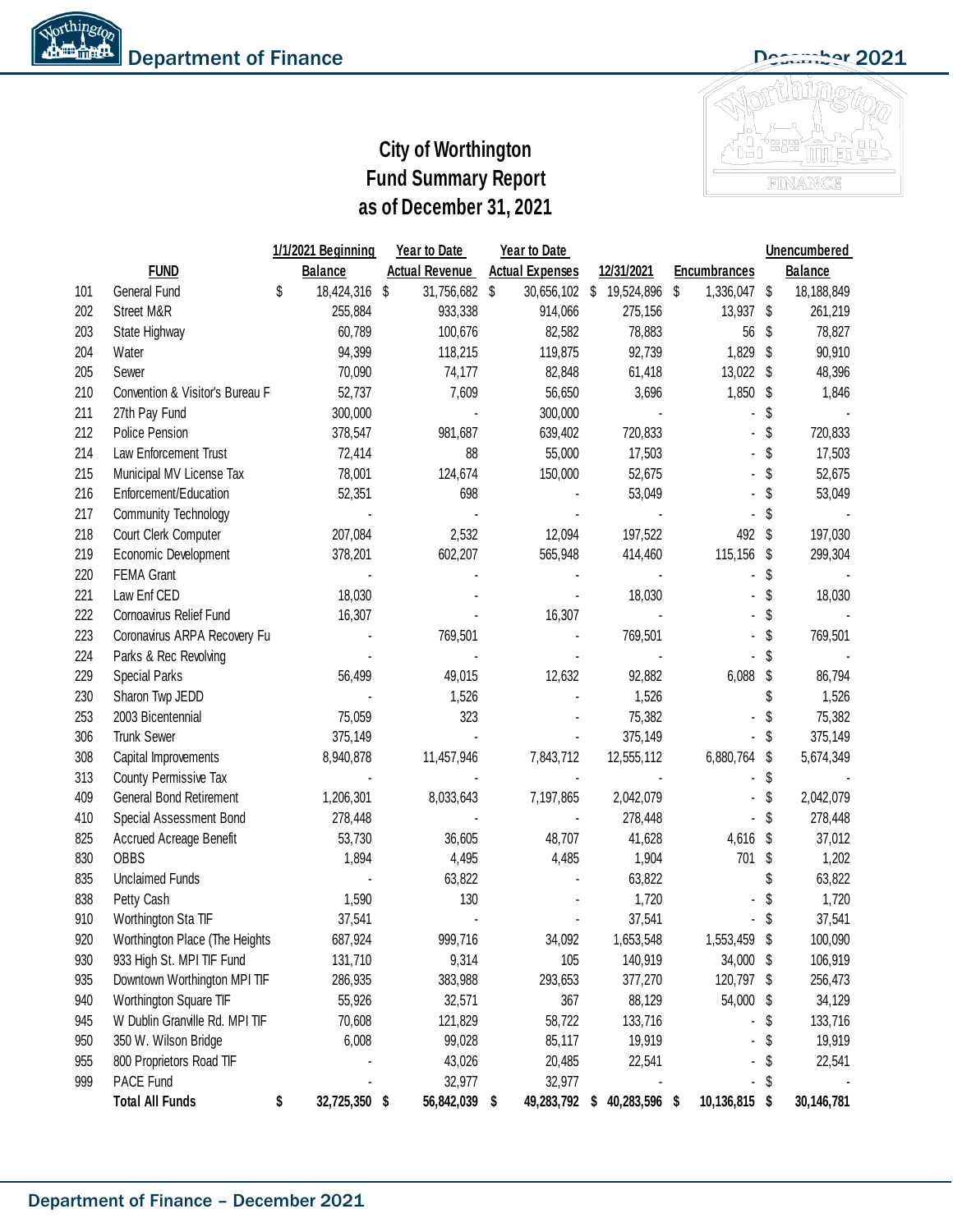# City of Worthington
## Fund Summary Report
## as of December 31, 2021

| | FUND | 1/1/2021 Beginning Balance | Year to Date Actual Revenue | Year to Date Actual Expenses | 12/31/2021 | Encumbrances | Unencumbered Balance |
|---|---|---|---|---|---|---|---|
| 101 | General Fund | $ 18,424,316 | $ 31,756,682 | $ 30,656,102 | $ 19,524,896 | $ 1,336,047 | $ 18,188,849 |
| 202 | Street M&R | 255,884 | 933,338 | 914,066 | 275,156 | 13,937 | $ 261,219 |
| 203 | State Highway | 60,789 | 100,676 | 82,582 | 78,883 | 56 | $ 78,827 |
| 204 | Water | 94,399 | 118,215 | 119,875 | 92,739 | 1,829 | $ 90,910 |
| 205 | Sewer | 70,090 | 74,177 | 82,848 | 61,418 | 13,022 | $ 48,396 |
| 210 | Convention & Visitor's Bureau F | 52,737 | 7,609 | 56,650 | 3,696 | 1,850 | $ 1,846 |
| 211 | 27th Pay Fund | 300,000 | - | 300,000 | - | - | $ - |
| 212 | Police Pension | 378,547 | 981,687 | 639,402 | 720,833 | - | $ 720,833 |
| 214 | Law Enforcement Trust | 72,414 | 88 | 55,000 | 17,503 | - | $ 17,503 |
| 215 | Municipal MV License Tax | 78,001 | 124,674 | 150,000 | 52,675 | - | $ 52,675 |
| 216 | Enforcement/Education | 52,351 | 698 | - | 53,049 | - | $ 53,049 |
| 217 | Community Technology | - | - | - | - | - | $ - |
| 218 | Court Clerk Computer | 207,084 | 2,532 | 12,094 | 197,522 | 492 | $ 197,030 |
| 219 | Economic Development | 378,201 | 602,207 | 565,948 | 414,460 | 115,156 | $ 299,304 |
| 220 | FEMA Grant | - | - | - | - | - | $ - |
| 221 | Law Enf CED | 18,030 | - | - | 18,030 | - | $ 18,030 |
| 222 | Cornoavirus Relief Fund | 16,307 | - | 16,307 | - | - | $ - |
| 223 | Coronavirus ARPA Recovery Fu | - | 769,501 | - | 769,501 | - | $ 769,501 |
| 224 | Parks & Rec Revolving | - | - | - | - | - | $ - |
| 229 | Special Parks | 56,499 | 49,015 | 12,632 | 92,882 | 6,088 | $ 86,794 |
| 230 | Sharon Twp JEDD | - | 1,526 | - | 1,526 | | $ 1,526 |
| 253 | 2003 Bicentennial | 75,059 | 323 | - | 75,382 | - | $ 75,382 |
| 306 | Trunk Sewer | 375,149 | - | - | 375,149 | - | $ 375,149 |
| 308 | Capital Improvements | 8,940,878 | 11,457,946 | 7,843,712 | 12,555,112 | 6,880,764 | $ 5,674,349 |
| 313 | County Permissive Tax | - | - | - | - | - | $ - |
| 409 | General Bond Retirement | 1,206,301 | 8,033,643 | 7,197,865 | 2,042,079 | - | $ 2,042,079 |
| 410 | Special Assessment Bond | 278,448 | - | - | 278,448 | - | $ 278,448 |
| 825 | Accrued Acreage Benefit | 53,730 | 36,605 | 48,707 | 41,628 | 4,616 | $ 37,012 |
| 830 | OBBS | 1,894 | 4,495 | 4,485 | 1,904 | 701 | $ 1,202 |
| 835 | Unclaimed Funds | - | 63,822 | - | 63,822 | | $ 63,822 |
| 838 | Petty Cash | 1,590 | 130 | - | 1,720 | - | $ 1,720 |
| 910 | Worthington Sta TIF | 37,541 | - | - | 37,541 | - | $ 37,541 |
| 920 | Worthington Place (The Heights | 687,924 | 999,716 | 34,092 | 1,653,548 | 1,553,459 | $ 100,090 |
| 930 | 933 High St. MPI TIF Fund | 131,710 | 9,314 | 105 | 140,919 | 34,000 | $ 106,919 |
| 935 | Downtown Worthington MPI TIF | 286,935 | 383,988 | 293,653 | 377,270 | 120,797 | $ 256,473 |
| 940 | Worthington Square TIF | 55,926 | 32,571 | 367 | 88,129 | 54,000 | $ 34,129 |
| 945 | W Dublin Granville Rd. MPI TIF | 70,608 | 121,829 | 58,722 | 133,716 | - | $ 133,716 |
| 950 | 350 W. Wilson Bridge | 6,008 | 99,028 | 85,117 | 19,919 | - | $ 19,919 |
| 955 | 800 Proprietors Road TIF | - | 43,026 | 20,485 | 22,541 | - | $ 22,541 |
| 999 | PACE Fund | - | 32,977 | 32,977 | - | - | $ - |
| | **Total All Funds** | **$ 32,725,350** | **$ 56,842,039** | **$ 49,283,792** | **$ 40,283,596** | **$ 10,136,815** | **$ 30,146,781** |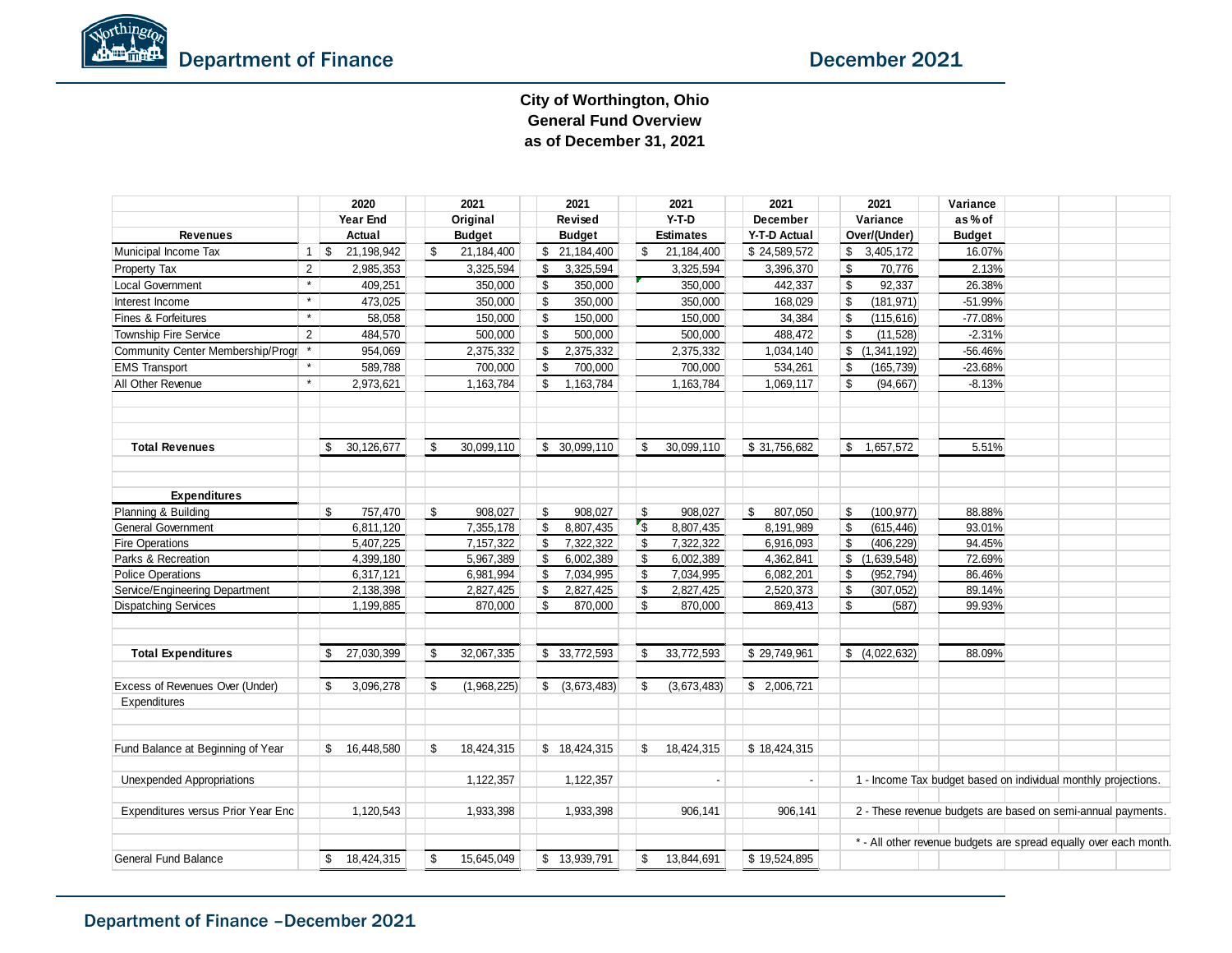## City of Worthington, Ohio
## General Fund Overview
## as of December 31, 2021

| Revenues | | 2020 Year End Actual | 2021 Original Budget | 2021 Revised Budget | 2021 Y-T-D Estimates | 2021 December Y-T-D Actual | 2021 Variance Over/(Under) | Variance as % of Budget |
|---|---|---|---|---|---|---|---|---|
| Municipal Income Tax | 1 | $ 21,198,942 | $ 21,184,400 | $ 21,184,400 | $ 21,184,400 | $ 24,589,572 | $ 3,405,172 | 16.07% |
| Property Tax | 2 | 2,985,353 | 3,325,594 | $ 3,325,594 | 3,325,594 | 3,396,370 | $ 70,776 | 2.13% |
| Local Government | * | 409,251 | 350,000 | $ 350,000 | 350,000 | 442,337 | $ 92,337 | 26.38% |
| Interest Income | * | 473,025 | 350,000 | $ 350,000 | 350,000 | 168,029 | $ (181,971) | -51.99% |
| Fines & Forfeitures | * | 58,058 | 150,000 | $ 150,000 | 150,000 | 34,384 | $ (115,616) | -77.08% |
| Township Fire Service | 2 | 484,570 | 500,000 | $ 500,000 | 500,000 | 488,472 | $ (11,528) | -2.31% |
| Community Center Membership/Progr | * | 954,069 | 2,375,332 | $ 2,375,332 | 2,375,332 | 1,034,140 | $ (1,341,192) | -56.46% |
| EMS Transport | * | 589,788 | 700,000 | $ 700,000 | 700,000 | 534,261 | $ (165,739) | -23.68% |
| All Other Revenue | * | 2,973,621 | 1,163,784 | $ 1,163,784 | 1,163,784 | 1,069,117 | $ (94,667) | -8.13% |
| **Total Revenues** | | $ 30,126,677 | $ 30,099,110 | $ 30,099,110 | $ 30,099,110 | $ 31,756,682 | $ 1,657,572 | 5.51% |
| **Expenditures** | | | | | | | | |
| Planning & Building | | $ 757,470 | $ 908,027 | $ 908,027 | $ 908,027 | $ 807,050 | $ (100,977) | 88.88% |
| General Government | | 6,811,120 | 7,355,178 | $ 8,807,435 | $ 8,807,435 | 8,191,989 | $ (615,446) | 93.01% |
| Fire Operations | | 5,407,225 | 7,157,322 | $ 7,322,322 | $ 7,322,322 | 6,916,093 | $ (406,229) | 94.45% |
| Parks & Recreation | | 4,399,180 | 5,967,389 | $ 6,002,389 | $ 6,002,389 | 4,362,841 | $ (1,639,548) | 72.69% |
| Police Operations | | 6,317,121 | 6,981,994 | $ 7,034,995 | $ 7,034,995 | 6,082,201 | $ (952,794) | 86.46% |
| Service/Engineering Department | | 2,138,398 | 2,827,425 | $ 2,827,425 | $ 2,827,425 | 2,520,373 | $ (307,052) | 89.14% |
| Dispatching Services | | 1,199,885 | 870,000 | $ 870,000 | $ 870,000 | 869,413 | $ (587) | 99.93% |
| **Total Expenditures** | | $ 27,030,399 | $ 32,067,335 | $ 33,772,593 | $ 33,772,593 | $ 29,749,961 | $ (4,022,632) | 88.09% |
| Excess of Revenues Over (Under) Expenditures | | $ 3,096,278 | $ (1,968,225) | $ (3,673,483) | $ (3,673,483) | $ 2,006,721 | | |
| Fund Balance at Beginning of Year | | $ 16,448,580 | $ 18,424,315 | $ 18,424,315 | $ 18,424,315 | $ 18,424,315 | | |
| Unexpended Appropriations | | | 1,122,357 | 1,122,357 | - | - | | |
| Expenditures versus Prior Year Enc | | 1,120,543 | 1,933,398 | 1,933,398 | 906,141 | 906,141 | | |
| General Fund Balance | | $ 18,424,315 | $ 15,645,049 | $ 13,939,791 | $ 13,844,691 | $ 19,524,895 | | |

1 - Income Tax budget based on individual monthly projections.

2 - These revenue budgets are based on semi-annual payments.

* - All other revenue budgets are spread equally over each month.